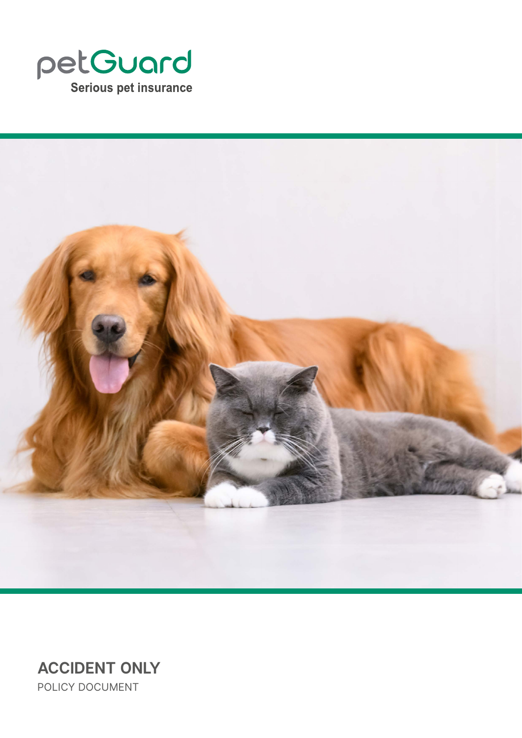petGuard

Serious pet insurance

# ACCIDENT ONLY

POLICY DOCUMENT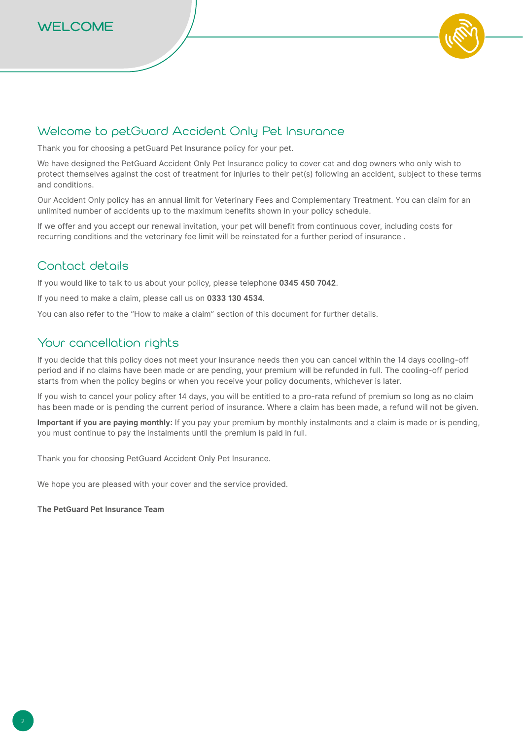# WELCOME

## Welcome to petGuard Accident Only Pet Insurance

Thank you for choosing a petGuard Pet Insurance policy for your pet.

We have designed the PetGuard Accident Only Pet Insurance policy to cover cat and dog owners who only wish to protect themselves against the cost of treatment for injuries to their pet(s) following an accident, subject to these terms and conditions.

Our Accident Only policy has an annual limit for Veterinary Fees and Complementary Treatment. You can claim for an unlimited number of accidents up to the maximum benefits shown in your policy schedule.

If we offer and you accept our renewal invitation, your pet will benefit from continuous cover, including costs for recurring conditions and the veterinary fee limit will be reinstated for a further period of insurance .

## Contact details

If you would like to talk to us about your policy, please telephone **0345 450 7042**.

If you need to make a claim, please call us on **0333 130 4534**.

You can also refer to the "How to make a claim" section of this document for further details.

## Your cancellation rights

If you decide that this policy does not meet your insurance needs then you can cancel within the 14 days cooling-off period and if no claims have been made or are pending, your premium will be refunded in full. The cooling-off period starts from when the policy begins or when you receive your policy documents, whichever is later.

If you wish to cancel your policy after 14 days, you will be entitled to a pro-rata refund of premium so long as no claim has been made or is pending the current period of insurance. Where a claim has been made, a refund will not be given.

**Important if you are paying monthly:** If you pay your premium by monthly instalments and a claim is made or is pending, you must continue to pay the instalments until the premium is paid in full.

Thank you for choosing PetGuard Accident Only Pet Insurance.

We hope you are pleased with your cover and the service provided.

**The PetGuard Pet Insurance Team**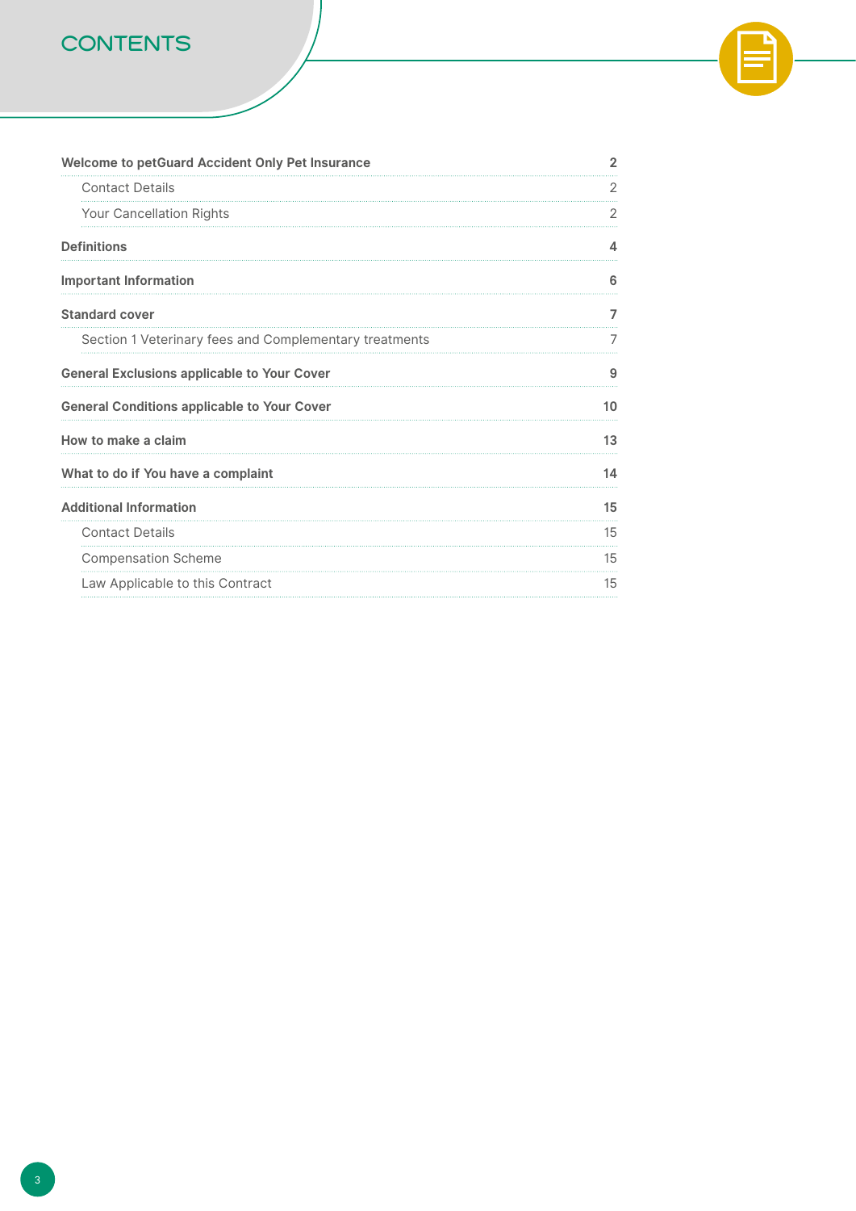# CONTENTS

| | |
|---|---|
| **Welcome to petGuard Accident Only Pet Insurance** | **2** |
| Contact Details | 2 |
| Your Cancellation Rights | 2 |
| **Definitions** | **4** |
| **Important Information** | **6** |
| **Standard cover** | **7** |
| Section 1 Veterinary fees and Complementary treatments | 7 |
| **General Exclusions applicable to Your Cover** | **9** |
| **General Conditions applicable to Your Cover** | **10** |
| **How to make a claim** | **13** |
| **What to do if You have a complaint** | **14** |
| **Additional Information** | **15** |
| Contact Details | 15 |
| Compensation Scheme | 15 |
| Law Applicable to this Contract | 15 |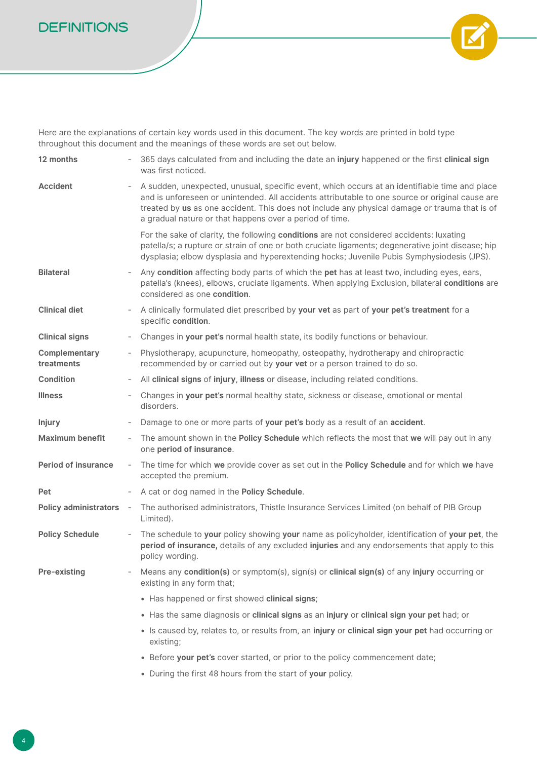# DEFINITIONS

Here are the explanations of certain key words used in this document. The key words are printed in bold type throughout this document and the meanings of these words are set out below.

**12 months** - 365 days calculated from and including the date an **injury** happened or the first **clinical sign** was first noticed.

**Accident** - A sudden, unexpected, unusual, specific event, which occurs at an identifiable time and place and is unforeseen or unintended. All accidents attributable to one source or original cause are treated by **us** as one accident. This does not include any physical damage or trauma that is of a gradual nature or that happens over a period of time.

For the sake of clarity, the following **conditions** are not considered accidents: luxating patella/s; a rupture or strain of one or both cruciate ligaments; degenerative joint disease; hip dysplasia; elbow dysplasia and hyperextending hocks; Juvenile Pubis Symphysiodesis (JPS).

**Bilateral** - Any **condition** affecting body parts of which the **pet** has at least two, including eyes, ears, patella's (knees), elbows, cruciate ligaments. When applying Exclusion, bilateral **conditions** are considered as one **condition**.

**Clinical diet** - A clinically formulated diet prescribed by **your vet** as part of **your pet's treatment** for a specific **condition**.

**Clinical signs** - Changes in **your pet's** normal health state, its bodily functions or behaviour.

**Complementary treatments** - Physiotherapy, acupuncture, homeopathy, osteopathy, hydrotherapy and chiropractic recommended by or carried out by **your vet** or a person trained to do so.

**Condition** - All **clinical signs** of **injury**, **illness** or disease, including related conditions.

**Illness** - Changes in **your pet's** normal healthy state, sickness or disease, emotional or mental disorders.

**Injury** - Damage to one or more parts of **your pet's** body as a result of an **accident**.

**Maximum benefit** - The amount shown in the **Policy Schedule** which reflects the most that **we** will pay out in any one **period of insurance**.

**Period of insurance** - The time for which **we** provide cover as set out in the **Policy Schedule** and for which **we** have accepted the premium.

**Pet** - A cat or dog named in the **Policy Schedule**.

**Policy administrators** - The authorised administrators, Thistle Insurance Services Limited (on behalf of PIB Group Limited).

**Policy Schedule** - The schedule to **your** policy showing **your** name as policyholder, identification of **your pet**, the **period of insurance,** details of any excluded **injuries** and any endorsements that apply to this policy wording.

**Pre-existing** - Means any **condition(s)** or symptom(s), sign(s) or **clinical sign(s)** of any **injury** occurring or existing in any form that;

- Has happened or first showed **clinical signs**;
- Has the same diagnosis or **clinical signs** as an **injury** or **clinical sign your pet** had; or
- Is caused by, relates to, or results from, an **injury** or **clinical sign your pet** had occurring or existing;
- Before **your pet's** cover started, or prior to the policy commencement date;
- During the first 48 hours from the start of **your** policy.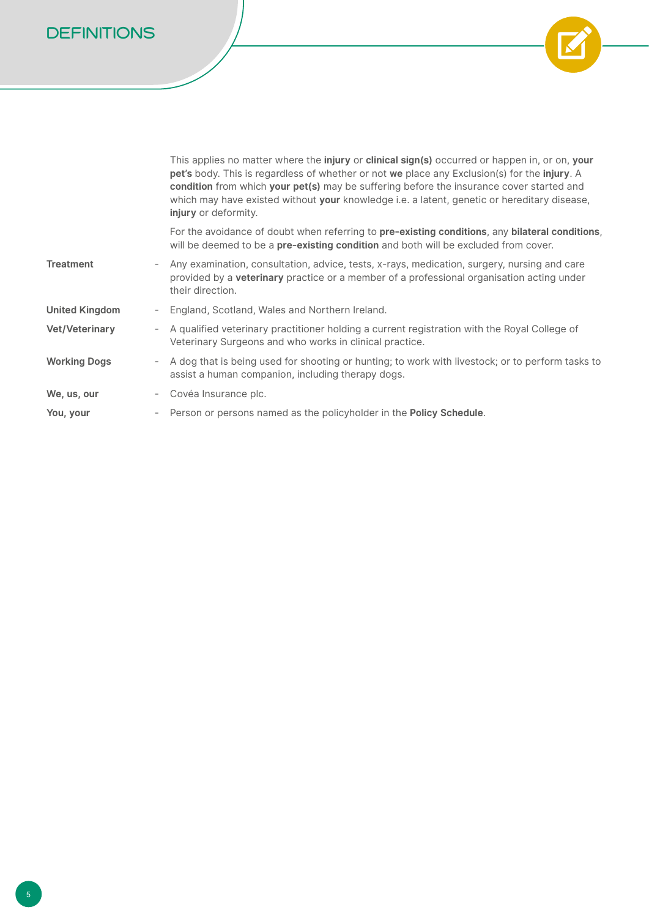# DEFINITIONS

This applies no matter where the **injury** or **clinical sign(s)** occurred or happen in, or on, **your pet's** body. This is regardless of whether or not **we** place any Exclusion(s) for the **injury**. A **condition** from which **your pet(s)** may be suffering before the insurance cover started and which may have existed without **your** knowledge i.e. a latent, genetic or hereditary disease, **injury** or deformity.

For the avoidance of doubt when referring to **pre-existing conditions**, any **bilateral conditions**, will be deemed to be a **pre-existing condition** and both will be excluded from cover.

**Treatment** - Any examination, consultation, advice, tests, x-rays, medication, surgery, nursing and care provided by a **veterinary** practice or a member of a professional organisation acting under their direction.

**United Kingdom** - England, Scotland, Wales and Northern Ireland.

**Vet/Veterinary** - A qualified veterinary practitioner holding a current registration with the Royal College of Veterinary Surgeons and who works in clinical practice.

**Working Dogs** - A dog that is being used for shooting or hunting; to work with livestock; or to perform tasks to assist a human companion, including therapy dogs.

**We, us, our** - Covéa Insurance plc.

**You, your** - Person or persons named as the policyholder in the **Policy Schedule**.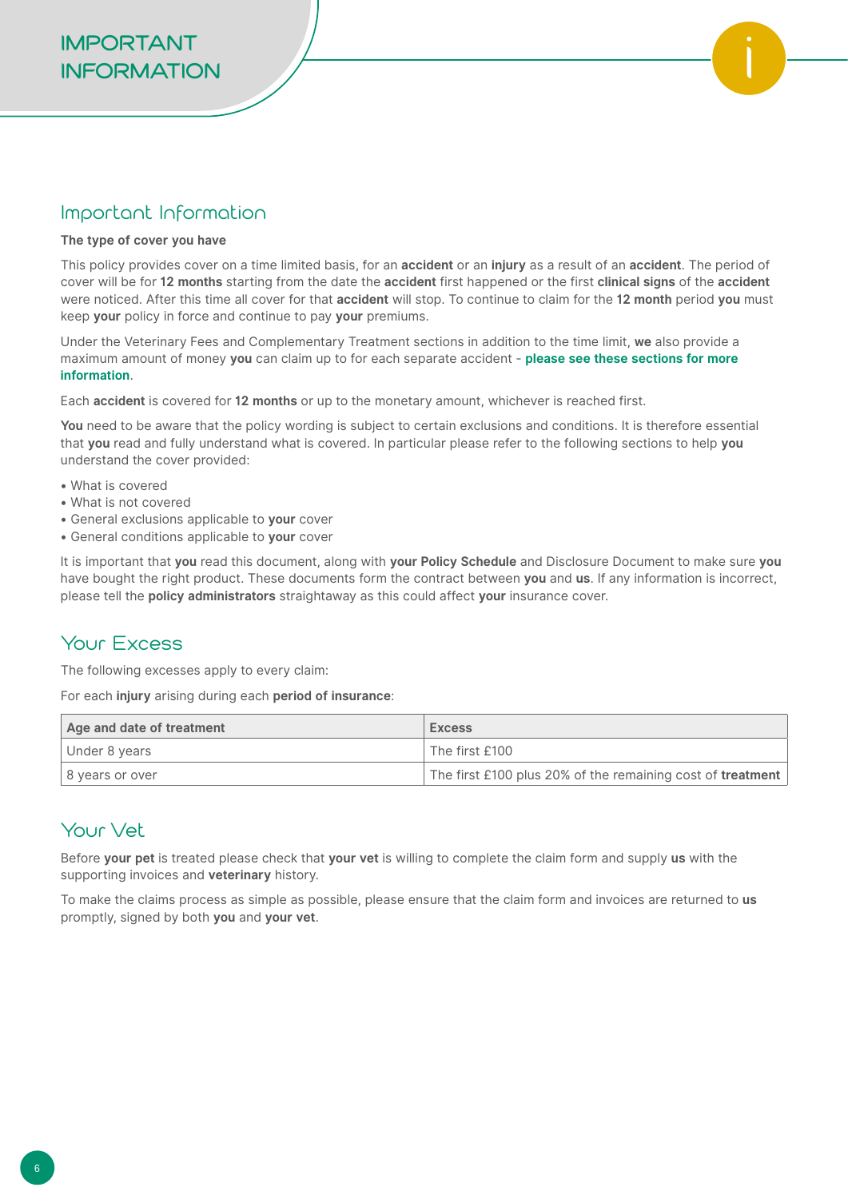# IMPORTANT INFORMATION

## Important Information

**The type of cover you have**

This policy provides cover on a time limited basis, for an **accident** or an **injury** as a result of an **accident**. The period of cover will be for **12 months** starting from the date the **accident** first happened or the first **clinical signs** of the **accident** were noticed. After this time all cover for that **accident** will stop. To continue to claim for the **12 month** period **you** must keep **your** policy in force and continue to pay **your** premiums.

Under the Veterinary Fees and Complementary Treatment sections in addition to the time limit, **we** also provide a maximum amount of money **you** can claim up to for each separate accident - **please see these sections for more information**.

Each **accident** is covered for **12 months** or up to the monetary amount, whichever is reached first.

**You** need to be aware that the policy wording is subject to certain exclusions and conditions. It is therefore essential that **you** read and fully understand what is covered. In particular please refer to the following sections to help **you** understand the cover provided:

- What is covered
- What is not covered
- General exclusions applicable to **your** cover
- General conditions applicable to **your** cover

It is important that **you** read this document, along with **your Policy Schedule** and Disclosure Document to make sure **you** have bought the right product. These documents form the contract between **you** and **us**. If any information is incorrect, please tell the **policy administrators** straightaway as this could affect **your** insurance cover.

## Your Excess

The following excesses apply to every claim:

For each **injury** arising during each **period of insurance**:

| Age and date of treatment | Excess |
|---|---|
| Under 8 years | The first £100 |
| 8 years or over | The first £100 plus 20% of the remaining cost of **treatment** |

## Your Vet

Before **your pet** is treated please check that **your vet** is willing to complete the claim form and supply **us** with the supporting invoices and **veterinary** history.

To make the claims process as simple as possible, please ensure that the claim form and invoices are returned to **us** promptly, signed by both **you** and **your vet**.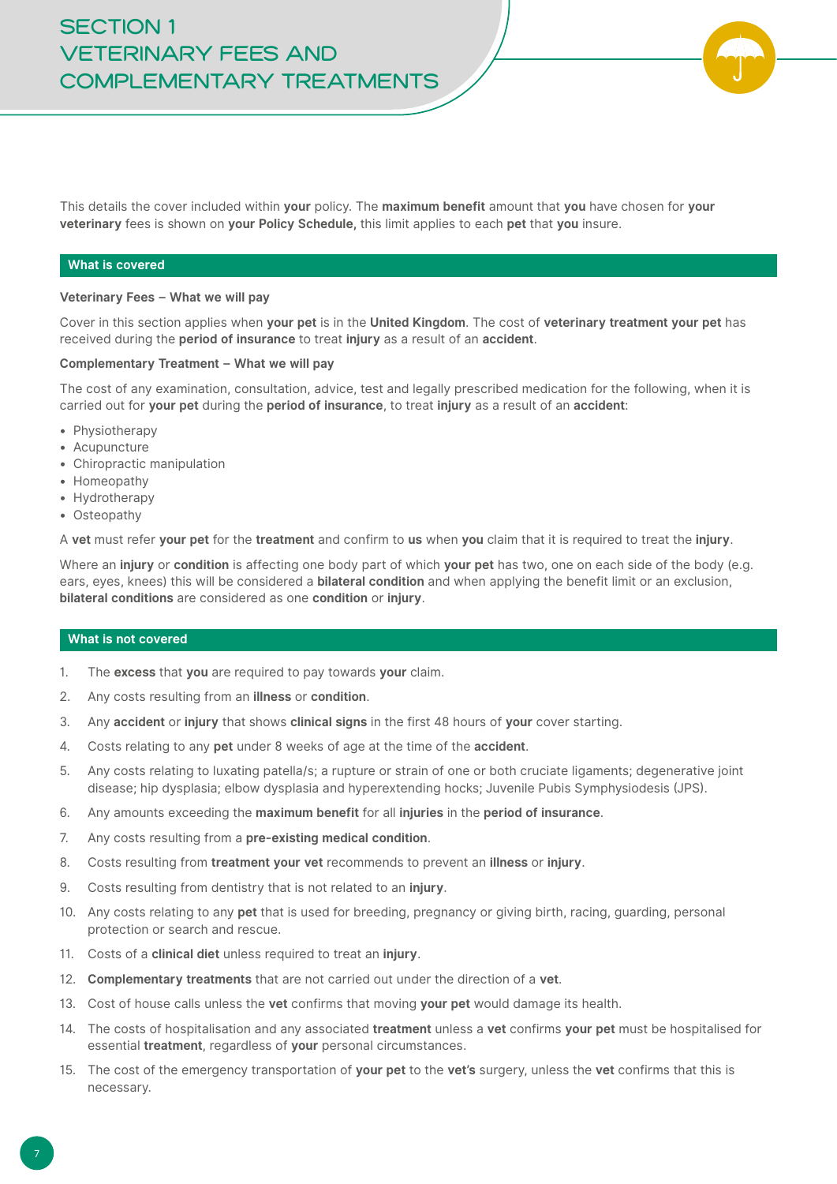# SECTION 1
# VETERINARY FEES AND COMPLEMENTARY TREATMENTS

This details the cover included within **your** policy. The **maximum benefit** amount that **you** have chosen for **your veterinary** fees is shown on **your Policy Schedule,** this limit applies to each **pet** that **you** insure.

## What is covered

**Veterinary Fees – What we will pay**

Cover in this section applies when **your pet** is in the **United Kingdom**. The cost of **veterinary treatment your pet** has received during the **period of insurance** to treat **injury** as a result of an **accident**.

**Complementary Treatment – What we will pay**

The cost of any examination, consultation, advice, test and legally prescribed medication for the following, when it is carried out for **your pet** during the **period of insurance**, to treat **injury** as a result of an **accident**:

- Physiotherapy
- Acupuncture
- Chiropractic manipulation
- Homeopathy
- Hydrotherapy
- Osteopathy

A **vet** must refer **your pet** for the **treatment** and confirm to **us** when **you** claim that it is required to treat the **injury**.

Where an **injury** or **condition** is affecting one body part of which **your pet** has two, one on each side of the body (e.g. ears, eyes, knees) this will be considered a **bilateral condition** and when applying the benefit limit or an exclusion, **bilateral conditions** are considered as one **condition** or **injury**.

## What is not covered

1. The **excess** that **you** are required to pay towards **your** claim.
2. Any costs resulting from an **illness** or **condition**.
3. Any **accident** or **injury** that shows **clinical signs** in the first 48 hours of **your** cover starting.
4. Costs relating to any **pet** under 8 weeks of age at the time of the **accident**.
5. Any costs relating to luxating patella/s; a rupture or strain of one or both cruciate ligaments; degenerative joint disease; hip dysplasia; elbow dysplasia and hyperextending hocks; Juvenile Pubis Symphysiodesis (JPS).
6. Any amounts exceeding the **maximum benefit** for all **injuries** in the **period of insurance**.
7. Any costs resulting from a **pre-existing medical condition**.
8. Costs resulting from **treatment your vet** recommends to prevent an **illness** or **injury**.
9. Costs resulting from dentistry that is not related to an **injury**.
10. Any costs relating to any **pet** that is used for breeding, pregnancy or giving birth, racing, guarding, personal protection or search and rescue.
11. Costs of a **clinical diet** unless required to treat an **injury**.
12. **Complementary treatments** that are not carried out under the direction of a **vet**.
13. Cost of house calls unless the **vet** confirms that moving **your pet** would damage its health.
14. The costs of hospitalisation and any associated **treatment** unless a **vet** confirms **your pet** must be hospitalised for essential **treatment**, regardless of **your** personal circumstances.
15. The cost of the emergency transportation of **your pet** to the **vet's** surgery, unless the **vet** confirms that this is necessary.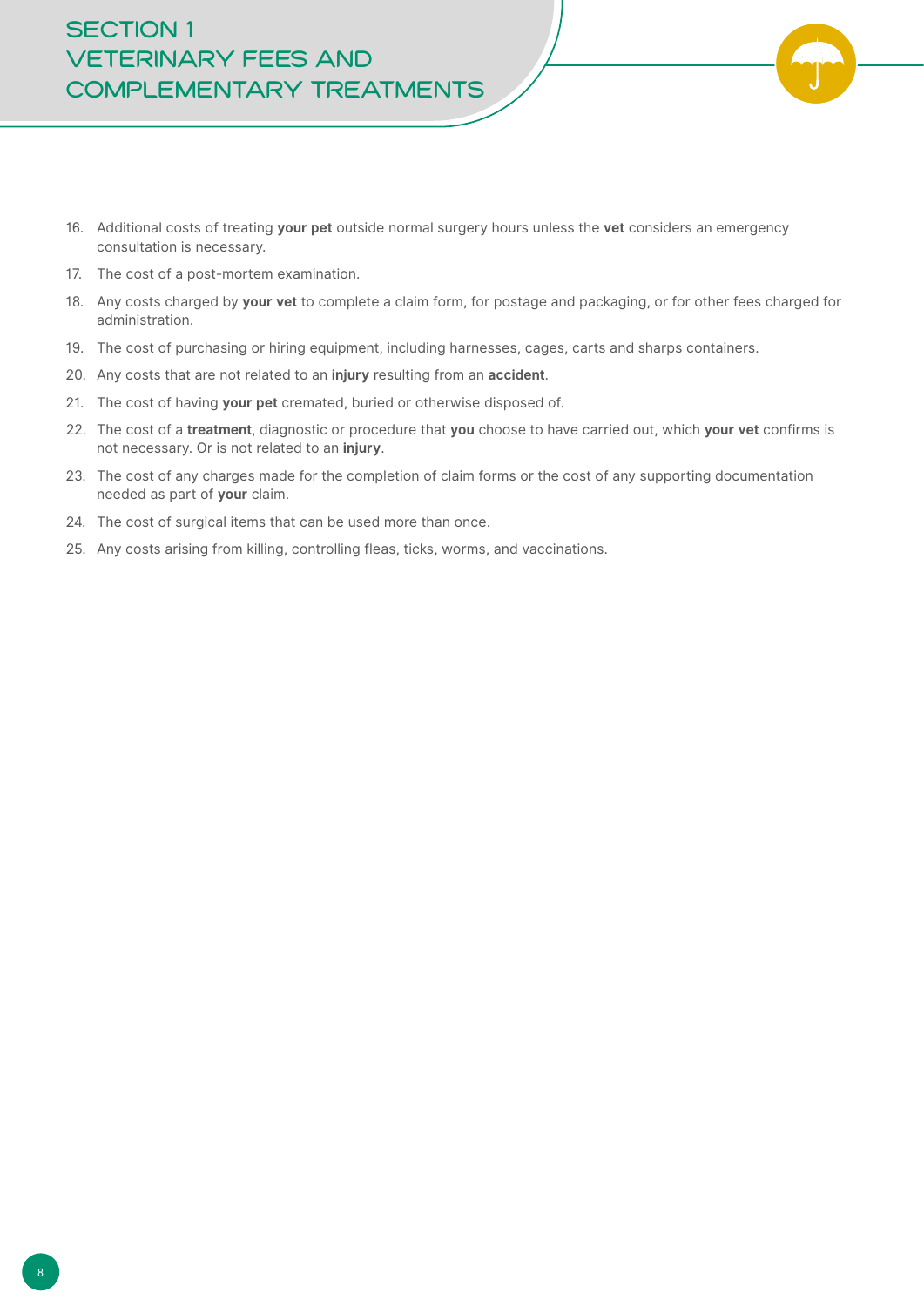# SECTION 1 VETERINARY FEES AND COMPLEMENTARY TREATMENTS

16. Additional costs of treating **your pet** outside normal surgery hours unless the **vet** considers an emergency consultation is necessary.
17. The cost of a post-mortem examination.
18. Any costs charged by **your vet** to complete a claim form, for postage and packaging, or for other fees charged for administration.
19. The cost of purchasing or hiring equipment, including harnesses, cages, carts and sharps containers.
20. Any costs that are not related to an **injury** resulting from an **accident**.
21. The cost of having **your pet** cremated, buried or otherwise disposed of.
22. The cost of a **treatment**, diagnostic or procedure that **you** choose to have carried out, which **your vet** confirms is not necessary. Or is not related to an **injury**.
23. The cost of any charges made for the completion of claim forms or the cost of any supporting documentation needed as part of **your** claim.
24. The cost of surgical items that can be used more than once.
25. Any costs arising from killing, controlling fleas, ticks, worms, and vaccinations.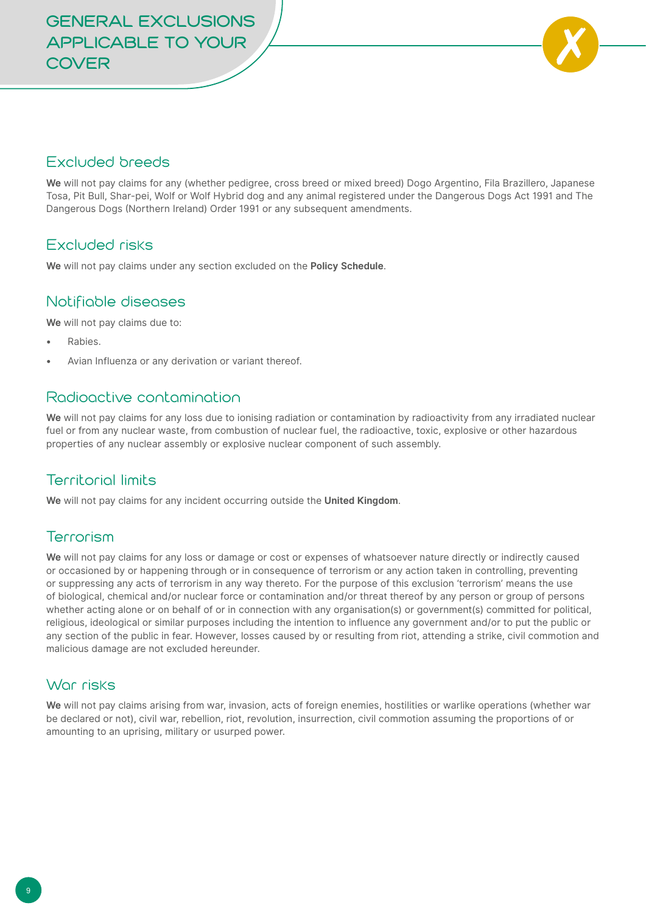# GENERAL EXCLUSIONS APPLICABLE TO YOUR COVER

## Excluded breeds

**We** will not pay claims for any (whether pedigree, cross breed or mixed breed) Dogo Argentino, Fila Brazillero, Japanese Tosa, Pit Bull, Shar-pei, Wolf or Wolf Hybrid dog and any animal registered under the Dangerous Dogs Act 1991 and The Dangerous Dogs (Northern Ireland) Order 1991 or any subsequent amendments.

## Excluded risks

**We** will not pay claims under any section excluded on the **Policy Schedule**.

## Notifiable diseases

**We** will not pay claims due to:

- Rabies.
- Avian Influenza or any derivation or variant thereof.

## Radioactive contamination

**We** will not pay claims for any loss due to ionising radiation or contamination by radioactivity from any irradiated nuclear fuel or from any nuclear waste, from combustion of nuclear fuel, the radioactive, toxic, explosive or other hazardous properties of any nuclear assembly or explosive nuclear component of such assembly.

## Territorial limits

**We** will not pay claims for any incident occurring outside the **United Kingdom**.

## Terrorism

**We** will not pay claims for any loss or damage or cost or expenses of whatsoever nature directly or indirectly caused or occasioned by or happening through or in consequence of terrorism or any action taken in controlling, preventing or suppressing any acts of terrorism in any way thereto. For the purpose of this exclusion 'terrorism' means the use of biological, chemical and/or nuclear force or contamination and/or threat thereof by any person or group of persons whether acting alone or on behalf of or in connection with any organisation(s) or government(s) committed for political, religious, ideological or similar purposes including the intention to influence any government and/or to put the public or any section of the public in fear. However, losses caused by or resulting from riot, attending a strike, civil commotion and malicious damage are not excluded hereunder.

## War risks

**We** will not pay claims arising from war, invasion, acts of foreign enemies, hostilities or warlike operations (whether war be declared or not), civil war, rebellion, riot, revolution, insurrection, civil commotion assuming the proportions of or amounting to an uprising, military or usurped power.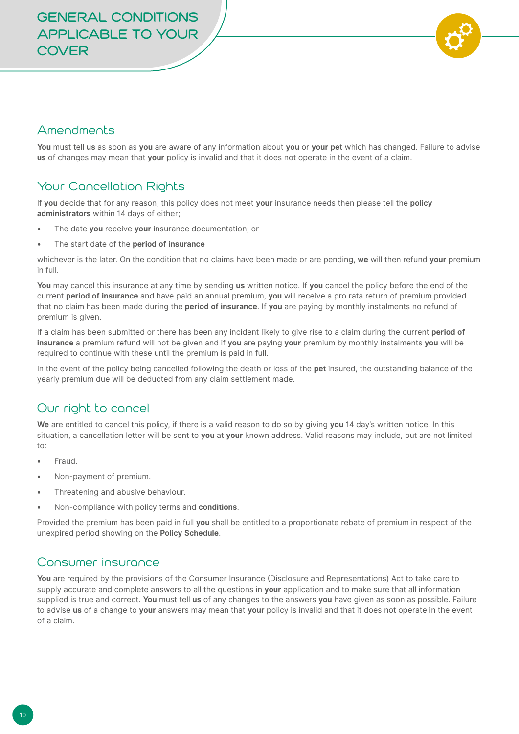# GENERAL CONDITIONS APPLICABLE TO YOUR COVER

## Amendments

**You** must tell **us** as soon as **you** are aware of any information about **you** or **your pet** which has changed. Failure to advise **us** of changes may mean that **your** policy is invalid and that it does not operate in the event of a claim.

## Your Cancellation Rights

If **you** decide that for any reason, this policy does not meet **your** insurance needs then please tell the **policy administrators** within 14 days of either;

- The date **you** receive **your** insurance documentation; or
- The start date of the **period of insurance**

whichever is the later. On the condition that no claims have been made or are pending, **we** will then refund **your** premium in full.

**You** may cancel this insurance at any time by sending **us** written notice. If **you** cancel the policy before the end of the current **period of insurance** and have paid an annual premium, **you** will receive a pro rata return of premium provided that no claim has been made during the **period of insurance**. If **you** are paying by monthly instalments no refund of premium is given.

If a claim has been submitted or there has been any incident likely to give rise to a claim during the current **period of insurance** a premium refund will not be given and if **you** are paying **your** premium by monthly instalments **you** will be required to continue with these until the premium is paid in full.

In the event of the policy being cancelled following the death or loss of the **pet** insured, the outstanding balance of the yearly premium due will be deducted from any claim settlement made.

## Our right to cancel

**We** are entitled to cancel this policy, if there is a valid reason to do so by giving **you** 14 day's written notice. In this situation, a cancellation letter will be sent to **you** at **your** known address. Valid reasons may include, but are not limited to:

- Fraud.
- Non-payment of premium.
- Threatening and abusive behaviour.
- Non-compliance with policy terms and **conditions**.

Provided the premium has been paid in full **you** shall be entitled to a proportionate rebate of premium in respect of the unexpired period showing on the **Policy Schedule**.

## Consumer insurance

**You** are required by the provisions of the Consumer Insurance (Disclosure and Representations) Act to take care to supply accurate and complete answers to all the questions in **your** application and to make sure that all information supplied is true and correct. **You** must tell **us** of any changes to the answers **you** have given as soon as possible. Failure to advise **us** of a change to **your** answers may mean that **your** policy is invalid and that it does not operate in the event of a claim.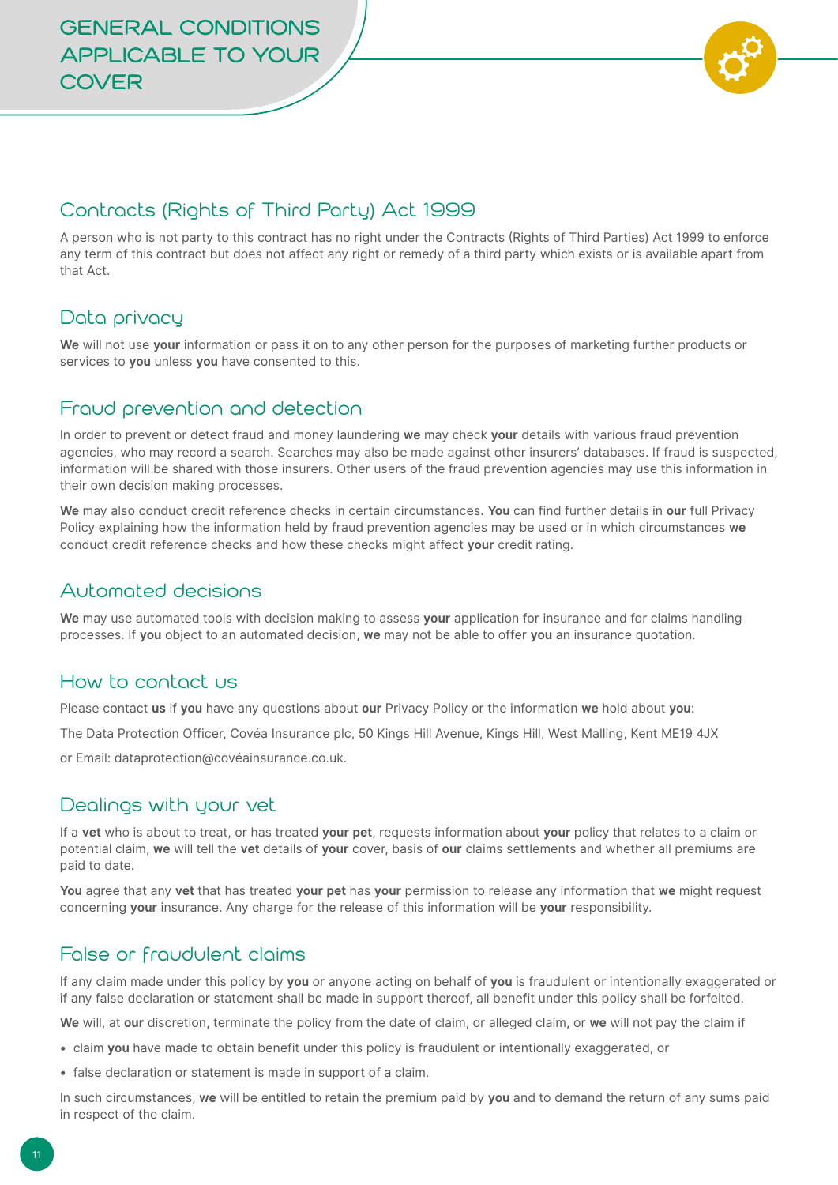# GENERAL CONDITIONS APPLICABLE TO YOUR COVER

## Contracts (Rights of Third Party) Act 1999

A person who is not party to this contract has no right under the Contracts (Rights of Third Parties) Act 1999 to enforce any term of this contract but does not affect any right or remedy of a third party which exists or is available apart from that Act.

## Data privacy

**We** will not use **your** information or pass it on to any other person for the purposes of marketing further products or services to **you** unless **you** have consented to this.

## Fraud prevention and detection

In order to prevent or detect fraud and money laundering **we** may check **your** details with various fraud prevention agencies, who may record a search. Searches may also be made against other insurers' databases. If fraud is suspected, information will be shared with those insurers. Other users of the fraud prevention agencies may use this information in their own decision making processes.

**We** may also conduct credit reference checks in certain circumstances. **You** can find further details in **our** full Privacy Policy explaining how the information held by fraud prevention agencies may be used or in which circumstances **we** conduct credit reference checks and how these checks might affect **your** credit rating.

## Automated decisions

**We** may use automated tools with decision making to assess **your** application for insurance and for claims handling processes. If **you** object to an automated decision, **we** may not be able to offer **you** an insurance quotation.

## How to contact us

Please contact **us** if **you** have any questions about **our** Privacy Policy or the information **we** hold about **you**:

The Data Protection Officer, Covéa Insurance plc, 50 Kings Hill Avenue, Kings Hill, West Malling, Kent ME19 4JX

or Email: dataprotection@covéainsurance.co.uk.

## Dealings with your vet

If a **vet** who is about to treat, or has treated **your pet**, requests information about **your** policy that relates to a claim or potential claim, **we** will tell the **vet** details of **your** cover, basis of **our** claims settlements and whether all premiums are paid to date.

**You** agree that any **vet** that has treated **your pet** has **your** permission to release any information that **we** might request concerning **your** insurance. Any charge for the release of this information will be **your** responsibility.

## False or fraudulent claims

If any claim made under this policy by **you** or anyone acting on behalf of **you** is fraudulent or intentionally exaggerated or if any false declaration or statement shall be made in support thereof, all benefit under this policy shall be forfeited.

**We** will, at **our** discretion, terminate the policy from the date of claim, or alleged claim, or **we** will not pay the claim if

- claim **you** have made to obtain benefit under this policy is fraudulent or intentionally exaggerated, or
- false declaration or statement is made in support of a claim.

In such circumstances, **we** will be entitled to retain the premium paid by **you** and to demand the return of any sums paid in respect of the claim.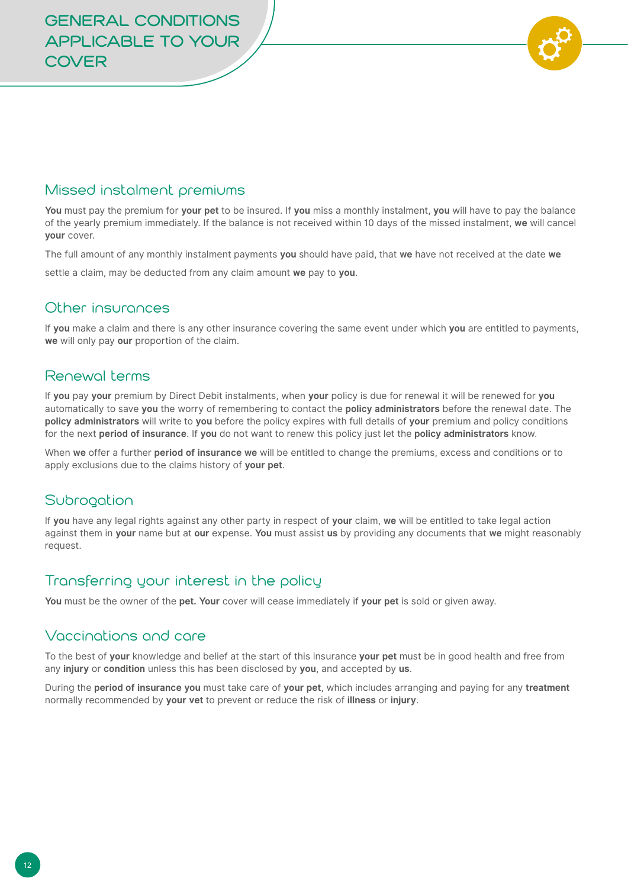# GENERAL CONDITIONS APPLICABLE TO YOUR COVER

## Missed instalment premiums

**You** must pay the premium for **your pet** to be insured. If **you** miss a monthly instalment, **you** will have to pay the balance of the yearly premium immediately. If the balance is not received within 10 days of the missed instalment, **we** will cancel **your** cover.

The full amount of any monthly instalment payments **you** should have paid, that **we** have not received at the date **we** settle a claim, may be deducted from any claim amount **we** pay to **you**.

## Other insurances

If **you** make a claim and there is any other insurance covering the same event under which **you** are entitled to payments, **we** will only pay **our** proportion of the claim.

## Renewal terms

If **you** pay **your** premium by Direct Debit instalments, when **your** policy is due for renewal it will be renewed for **you** automatically to save **you** the worry of remembering to contact the **policy administrators** before the renewal date. The **policy administrators** will write to **you** before the policy expires with full details of **your** premium and policy conditions for the next **period of insurance**. If **you** do not want to renew this policy just let the **policy administrators** know.

When **we** offer a further **period of insurance we** will be entitled to change the premiums, excess and conditions or to apply exclusions due to the claims history of **your pet**.

## Subrogation

If **you** have any legal rights against any other party in respect of **your** claim, **we** will be entitled to take legal action against them in **your** name but at **our** expense. **You** must assist **us** by providing any documents that **we** might reasonably request.

## Transferring your interest in the policy

**You** must be the owner of the **pet. Your** cover will cease immediately if **your pet** is sold or given away.

## Vaccinations and care

To the best of **your** knowledge and belief at the start of this insurance **your pet** must be in good health and free from any **injury** or **condition** unless this has been disclosed by **you**, and accepted by **us**.

During the **period of insurance you** must take care of **your pet**, which includes arranging and paying for any **treatment** normally recommended by **your vet** to prevent or reduce the risk of **illness** or **injury**.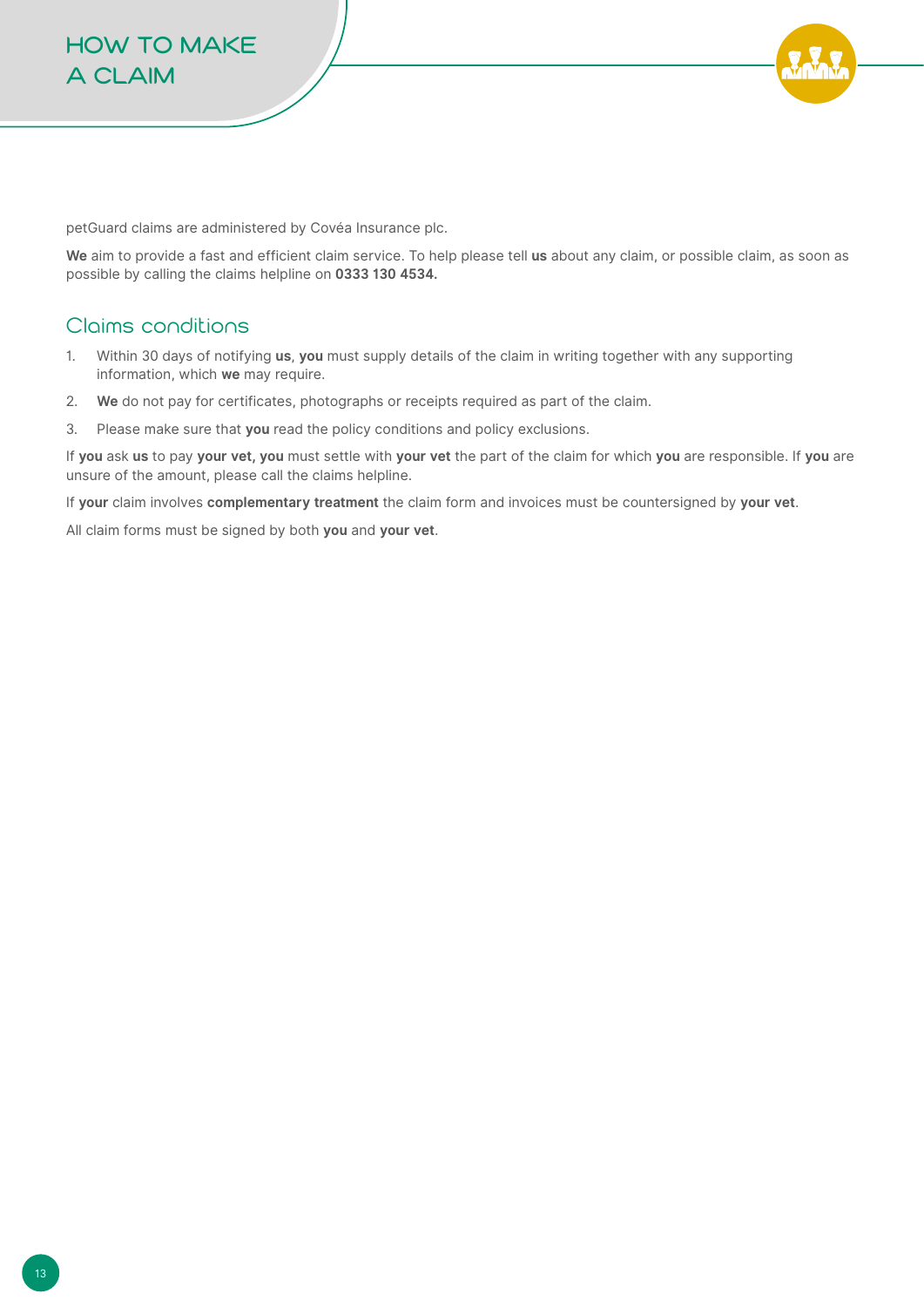# HOW TO MAKE A CLAIM

petGuard claims are administered by Covéa Insurance plc.

**We** aim to provide a fast and efficient claim service. To help please tell **us** about any claim, or possible claim, as soon as possible by calling the claims helpline on **0333 130 4534.**

## Claims conditions

1. Within 30 days of notifying **us**, **you** must supply details of the claim in writing together with any supporting information, which **we** may require.
2. **We** do not pay for certificates, photographs or receipts required as part of the claim.
3. Please make sure that **you** read the policy conditions and policy exclusions.

If **you** ask **us** to pay **your vet, you** must settle with **your vet** the part of the claim for which **you** are responsible. If **you** are unsure of the amount, please call the claims helpline.

If **your** claim involves **complementary treatment** the claim form and invoices must be countersigned by **your vet**.

All claim forms must be signed by both **you** and **your vet**.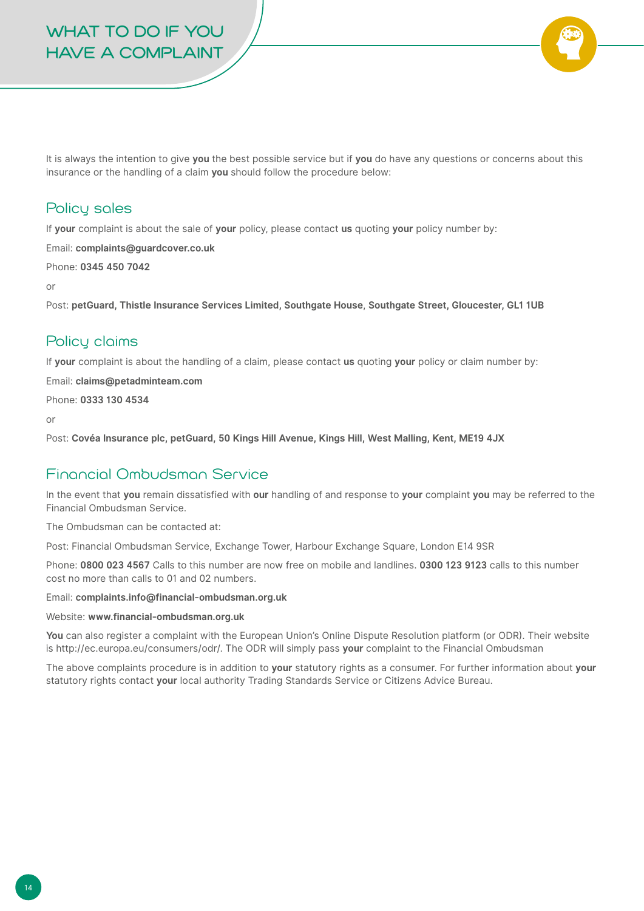# WHAT TO DO IF YOU HAVE A COMPLAINT

It is always the intention to give **you** the best possible service but if **you** do have any questions or concerns about this insurance or the handling of a claim **you** should follow the procedure below:

## Policy sales

If **your** complaint is about the sale of **your** policy, please contact **us** quoting **your** policy number by:

Email: **complaints@guardcover.co.uk**

Phone: **0345 450 7042**

or

Post: **petGuard, Thistle Insurance Services Limited, Southgate House**, **Southgate Street, Gloucester, GL1 1UB**

## Policy claims

If **your** complaint is about the handling of a claim, please contact **us** quoting **your** policy or claim number by:

Email: **claims@petadminteam.com**

Phone: **0333 130 4534**

or

Post: **Covéa Insurance plc, petGuard, 50 Kings Hill Avenue, Kings Hill, West Malling, Kent, ME19 4JX**

## Financial Ombudsman Service

In the event that **you** remain dissatisfied with **our** handling of and response to **your** complaint **you** may be referred to the Financial Ombudsman Service.

The Ombudsman can be contacted at:

Post: Financial Ombudsman Service, Exchange Tower, Harbour Exchange Square, London E14 9SR

Phone: **0800 023 4567** Calls to this number are now free on mobile and landlines. **0300 123 9123** calls to this number cost no more than calls to 01 and 02 numbers.

Email: **complaints.info@financial-ombudsman.org.uk**

Website: **www.financial-ombudsman.org.uk**

**You** can also register a complaint with the European Union's Online Dispute Resolution platform (or ODR). Their website is http://ec.europa.eu/consumers/odr/. The ODR will simply pass **your** complaint to the Financial Ombudsman

The above complaints procedure is in addition to **your** statutory rights as a consumer. For further information about **your** statutory rights contact **your** local authority Trading Standards Service or Citizens Advice Bureau.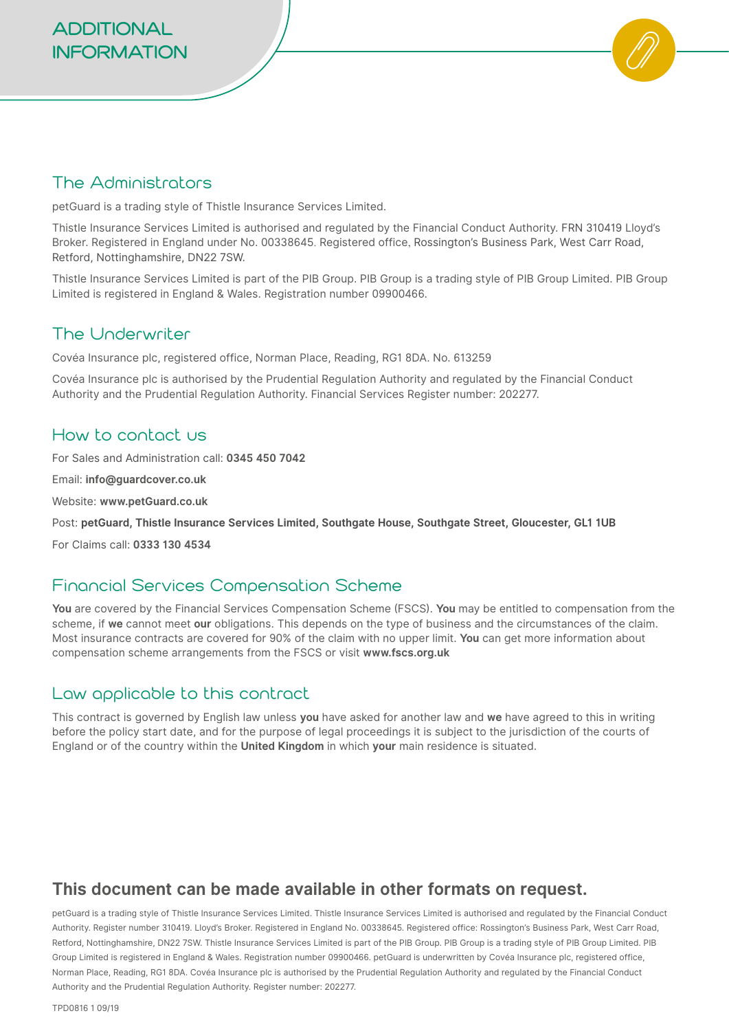# ADDITIONAL INFORMATION

## The Administrators

petGuard is a trading style of Thistle Insurance Services Limited.

Thistle Insurance Services Limited is authorised and regulated by the Financial Conduct Authority. FRN 310419 Lloyd's Broker. Registered in England under No. 00338645. Registered office, Rossington's Business Park, West Carr Road, Retford, Nottinghamshire, DN22 7SW.

Thistle Insurance Services Limited is part of the PIB Group. PIB Group is a trading style of PIB Group Limited. PIB Group Limited is registered in England & Wales. Registration number 09900466.

## The Underwriter

Covéa Insurance plc, registered office, Norman Place, Reading, RG1 8DA. No. 613259

Covéa Insurance plc is authorised by the Prudential Regulation Authority and regulated by the Financial Conduct Authority and the Prudential Regulation Authority. Financial Services Register number: 202277.

## How to contact us

For Sales and Administration call: **0345 450 7042**

Email: **info@guardcover.co.uk**

Website: **www.petGuard.co.uk**

Post: **petGuard, Thistle Insurance Services Limited, Southgate House, Southgate Street, Gloucester, GL1 1UB**

For Claims call: **0333 130 4534**

## Financial Services Compensation Scheme

**You** are covered by the Financial Services Compensation Scheme (FSCS). **You** may be entitled to compensation from the scheme, if **we** cannot meet **our** obligations. This depends on the type of business and the circumstances of the claim. Most insurance contracts are covered for 90% of the claim with no upper limit. **You** can get more information about compensation scheme arrangements from the FSCS or visit **www.fscs.org.uk**

## Law applicable to this contract

This contract is governed by English law unless **you** have asked for another law and **we** have agreed to this in writing before the policy start date, and for the purpose of legal proceedings it is subject to the jurisdiction of the courts of England or of the country within the **United Kingdom** in which **your** main residence is situated.

## This document can be made available in other formats on request.

petGuard is a trading style of Thistle Insurance Services Limited. Thistle Insurance Services Limited is authorised and regulated by the Financial Conduct Authority. Register number 310419. Lloyd's Broker. Registered in England No. 00338645. Registered office: Rossington's Business Park, West Carr Road, Retford, Nottinghamshire, DN22 7SW. Thistle Insurance Services Limited is part of the PIB Group. PIB Group is a trading style of PIB Group Limited. PIB Group Limited is registered in England & Wales. Registration number 09900466. petGuard is underwritten by Covéa Insurance plc, registered office, Norman Place, Reading, RG1 8DA. Covéa Insurance plc is authorised by the Prudential Regulation Authority and regulated by the Financial Conduct Authority and the Prudential Regulation Authority. Register number: 202277.

TPD0816 1 09/19